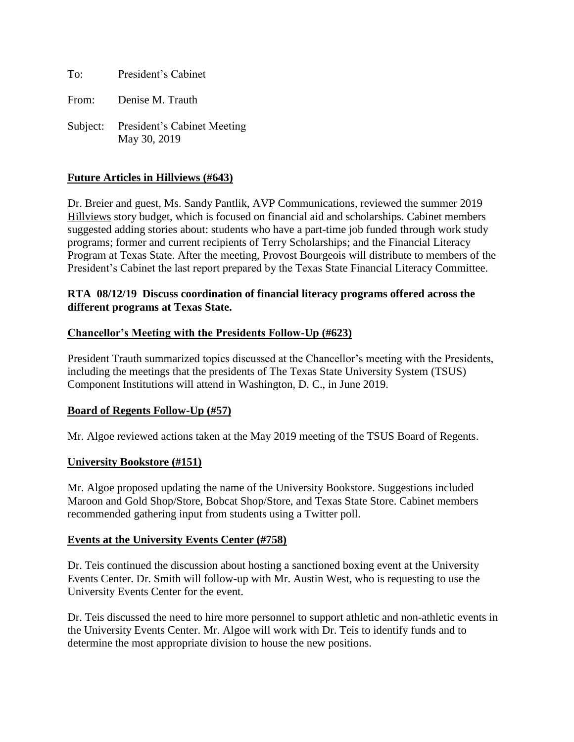To: President's Cabinet

From: Denise M. Trauth

Subject: President's Cabinet Meeting
May 30, 2019

**Future Articles in Hillviews (#643)**

Dr. Breier and guest, Ms. Sandy Pantlik, AVP Communications, reviewed the summer 2019 Hillviews story budget, which is focused on financial aid and scholarships. Cabinet members suggested adding stories about: students who have a part-time job funded through work study programs; former and current recipients of Terry Scholarships; and the Financial Literacy Program at Texas State. After the meeting, Provost Bourgeois will distribute to members of the President's Cabinet the last report prepared by the Texas State Financial Literacy Committee.

**RTA 08/12/19 Discuss coordination of financial literacy programs offered across the different programs at Texas State.**

**Chancellor's Meeting with the Presidents Follow-Up (#623)**

President Trauth summarized topics discussed at the Chancellor's meeting with the Presidents, including the meetings that the presidents of The Texas State University System (TSUS) Component Institutions will attend in Washington, D. C., in June 2019.

**Board of Regents Follow-Up (#57)**

Mr. Algoe reviewed actions taken at the May 2019 meeting of the TSUS Board of Regents.

**University Bookstore (#151)**

Mr. Algoe proposed updating the name of the University Bookstore. Suggestions included Maroon and Gold Shop/Store, Bobcat Shop/Store, and Texas State Store. Cabinet members recommended gathering input from students using a Twitter poll.

**Events at the University Events Center (#758)**

Dr. Teis continued the discussion about hosting a sanctioned boxing event at the University Events Center. Dr. Smith will follow-up with Mr. Austin West, who is requesting to use the University Events Center for the event.

Dr. Teis discussed the need to hire more personnel to support athletic and non-athletic events in the University Events Center. Mr. Algoe will work with Dr. Teis to identify funds and to determine the most appropriate division to house the new positions.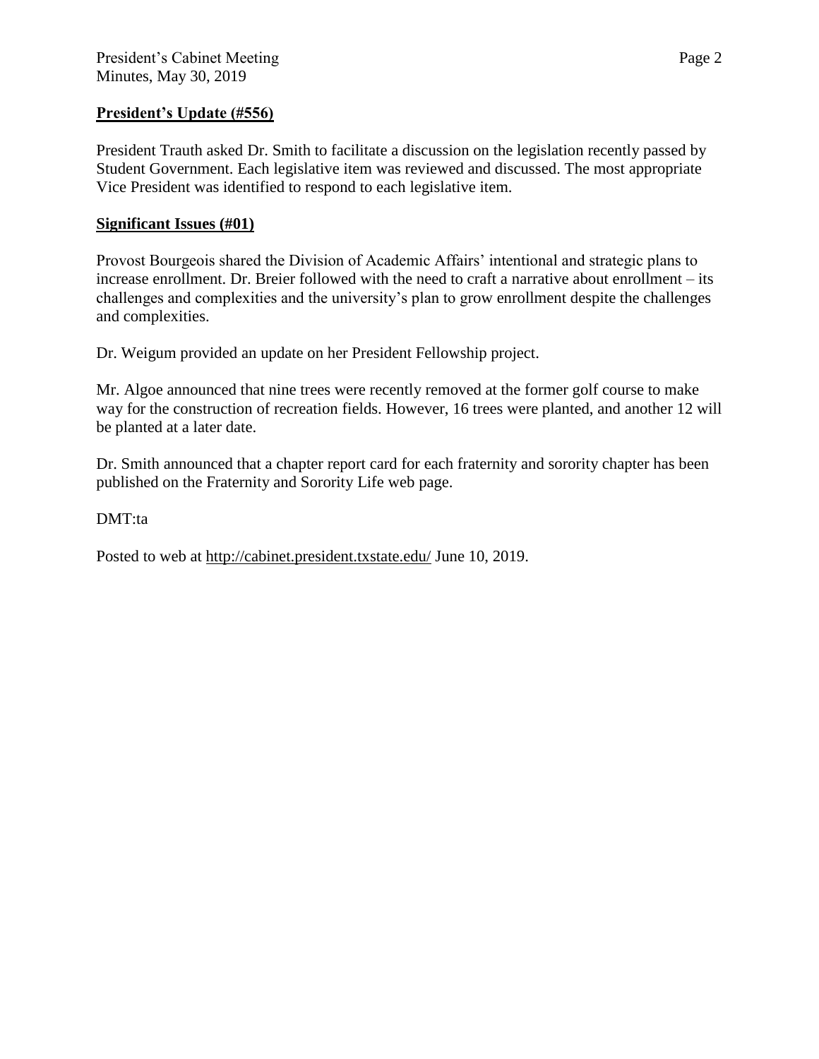**President's Update (#556)**

President Trauth asked Dr. Smith to facilitate a discussion on the legislation recently passed by Student Government. Each legislative item was reviewed and discussed. The most appropriate Vice President was identified to respond to each legislative item.

**Significant Issues (#01)**

Provost Bourgeois shared the Division of Academic Affairs' intentional and strategic plans to increase enrollment. Dr. Breier followed with the need to craft a narrative about enrollment – its challenges and complexities and the university's plan to grow enrollment despite the challenges and complexities.

Dr. Weigum provided an update on her President Fellowship project.

Mr. Algoe announced that nine trees were recently removed at the former golf course to make way for the construction of recreation fields. However, 16 trees were planted, and another 12 will be planted at a later date.

Dr. Smith announced that a chapter report card for each fraternity and sorority chapter has been published on the Fraternity and Sorority Life web page.

DMT:ta

Posted to web at http://cabinet.president.txstate.edu/ June 10, 2019.